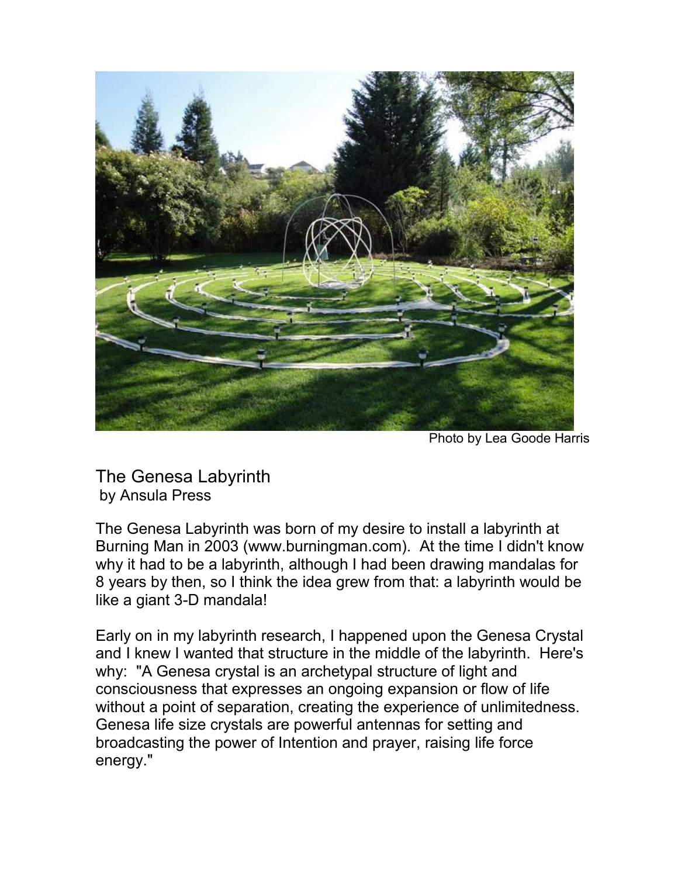Photo by Lea Goode Harris

# The Genesa Labyrinth

by Ansula Press

The Genesa Labyrinth was born of my desire to install a labyrinth at Burning Man in 2003 (www.burningman.com). At the time I didn't know why it had to be a labyrinth, although I had been drawing mandalas for 8 years by then, so I think the idea grew from that: a labyrinth would be like a giant 3-D mandala!

Early on in my labyrinth research, I happened upon the Genesa Crystal and I knew I wanted that structure in the middle of the labyrinth. Here's why: "A Genesa crystal is an archetypal structure of light and consciousness that expresses an ongoing expansion or flow of life without a point of separation, creating the experience of unlimitedness. Genesa life size crystals are powerful antennas for setting and broadcasting the power of Intention and prayer, raising life force energy."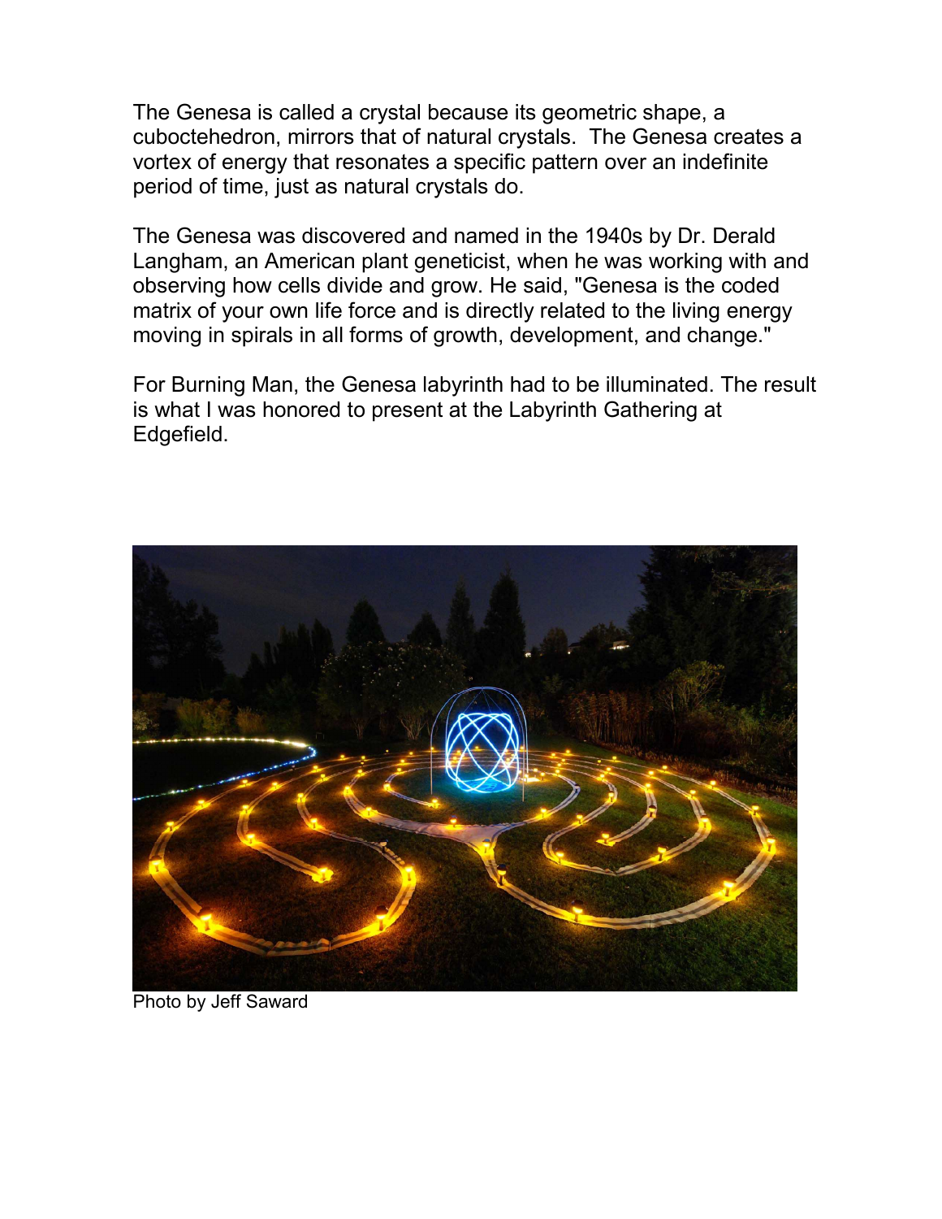The Genesa is called a crystal because its geometric shape, a cuboctehedron, mirrors that of natural crystals. The Genesa creates a vortex of energy that resonates a specific pattern over an indefinite period of time, just as natural crystals do.

The Genesa was discovered and named in the 1940s by Dr. Derald Langham, an American plant geneticist, when he was working with and observing how cells divide and grow. He said, "Genesa is the coded matrix of your own life force and is directly related to the living energy moving in spirals in all forms of growth, development, and change."

For Burning Man, the Genesa labyrinth had to be illuminated. The result is what I was honored to present at the Labyrinth Gathering at Edgefield.

Photo by Jeff Saward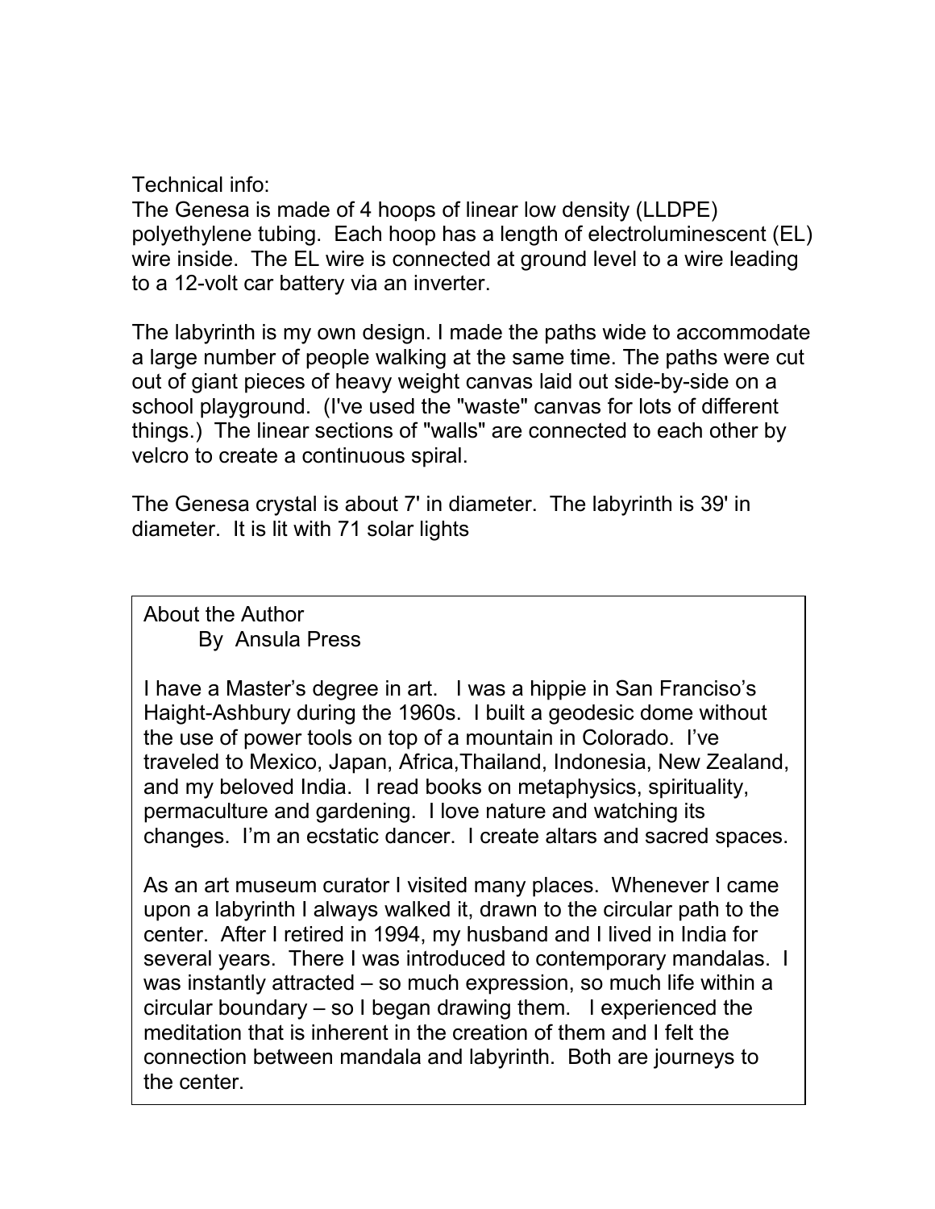Technical info:
The Genesa is made of 4 hoops of linear low density (LLDPE) polyethylene tubing. Each hoop has a length of electroluminescent (EL) wire inside. The EL wire is connected at ground level to a wire leading to a 12-volt car battery via an inverter.

The labyrinth is my own design. I made the paths wide to accommodate a large number of people walking at the same time. The paths were cut out of giant pieces of heavy weight canvas laid out side-by-side on a school playground. (I've used the "waste" canvas for lots of different things.) The linear sections of "walls" are connected to each other by velcro to create a continuous spiral.

The Genesa crystal is about 7' in diameter. The labyrinth is 39' in diameter. It is lit with 71 solar lights

About the Author
By Ansula Press

I have a Master's degree in art. I was a hippie in San Franciso's Haight-Ashbury during the 1960s. I built a geodesic dome without the use of power tools on top of a mountain in Colorado. I've traveled to Mexico, Japan, Africa,Thailand, Indonesia, New Zealand, and my beloved India. I read books on metaphysics, spirituality, permaculture and gardening. I love nature and watching its changes. I'm an ecstatic dancer. I create altars and sacred spaces.

As an art museum curator I visited many places. Whenever I came upon a labyrinth I always walked it, drawn to the circular path to the center. After I retired in 1994, my husband and I lived in India for several years. There I was introduced to contemporary mandalas. I was instantly attracted – so much expression, so much life within a circular boundary – so I began drawing them. I experienced the meditation that is inherent in the creation of them and I felt the connection between mandala and labyrinth. Both are journeys to the center.